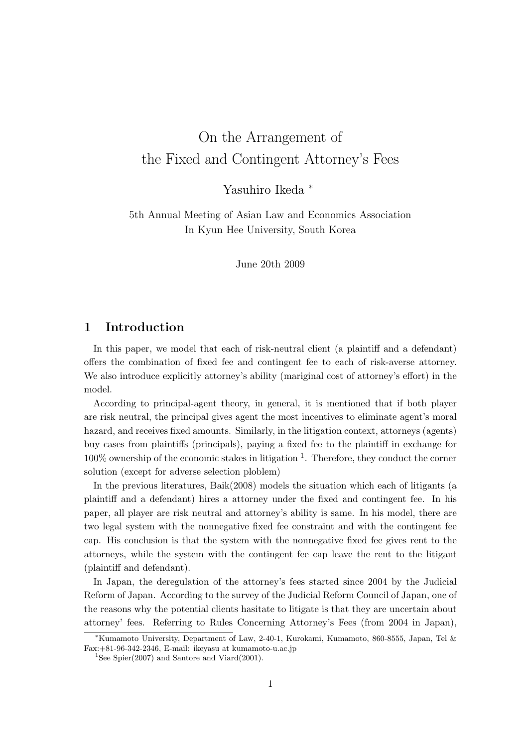# On the Arrangement of the Fixed and Contingent Attorney's Fees

Yasuhiro Ikeda [*]

5th Annual Meeting of Asian Law and Economics Association
In Kyun Hee University, South Korea

June 20th 2009

## 1 Introduction

In this paper, we model that each of risk-neutral client (a plaintiff and a defendant) offers the combination of fixed fee and contingent fee to each of risk-averse attorney. We also introduce explicitly attorney's ability (mariginal cost of attorney's effort) in the model.

According to principal-agent theory, in general, it is mentioned that if both player are risk neutral, the principal gives agent the most incentives to eliminate agent's moral hazard, and receives fixed amounts. Similarly, in the litigation context, attorneys (agents) buy cases from plaintiffs (principals), paying a fixed fee to the plaintiff in exchange for 100% ownership of the economic stakes in litigation [1]. Therefore, they conduct the corner solution (except for adverse selection ploblem)

In the previous literatures, Baik(2008) models the situation which each of litigants (a plaintiff and a defendant) hires a attorney under the fixed and contingent fee. In his paper, all player are risk neutral and attorney's ability is same. In his model, there are two legal system with the nonnegative fixed fee constraint and with the contingent fee cap. His conclusion is that the system with the nonnegative fixed fee gives rent to the attorneys, while the system with the contingent fee cap leave the rent to the litigant (plaintiff and defendant).

In Japan, the deregulation of the attorney's fees started since 2004 by the Judicial Reform of Japan. According to the survey of the Judicial Reform Council of Japan, one of the reasons why the potential clients hesitate to litigate is that they are uncertain about attorney' fees. Referring to Rules Concerning Attorney's Fees (from 2004 in Japan),

[*] Kumamoto University, Department of Law, 2-40-1, Kurokami, Kumamoto, 860-8555, Japan, Tel & Fax:+81-96-342-2346, E-mail: ikeyasu at kumamoto-u.ac.jp

[1] See Spier(2007) and Santore and Viard(2001).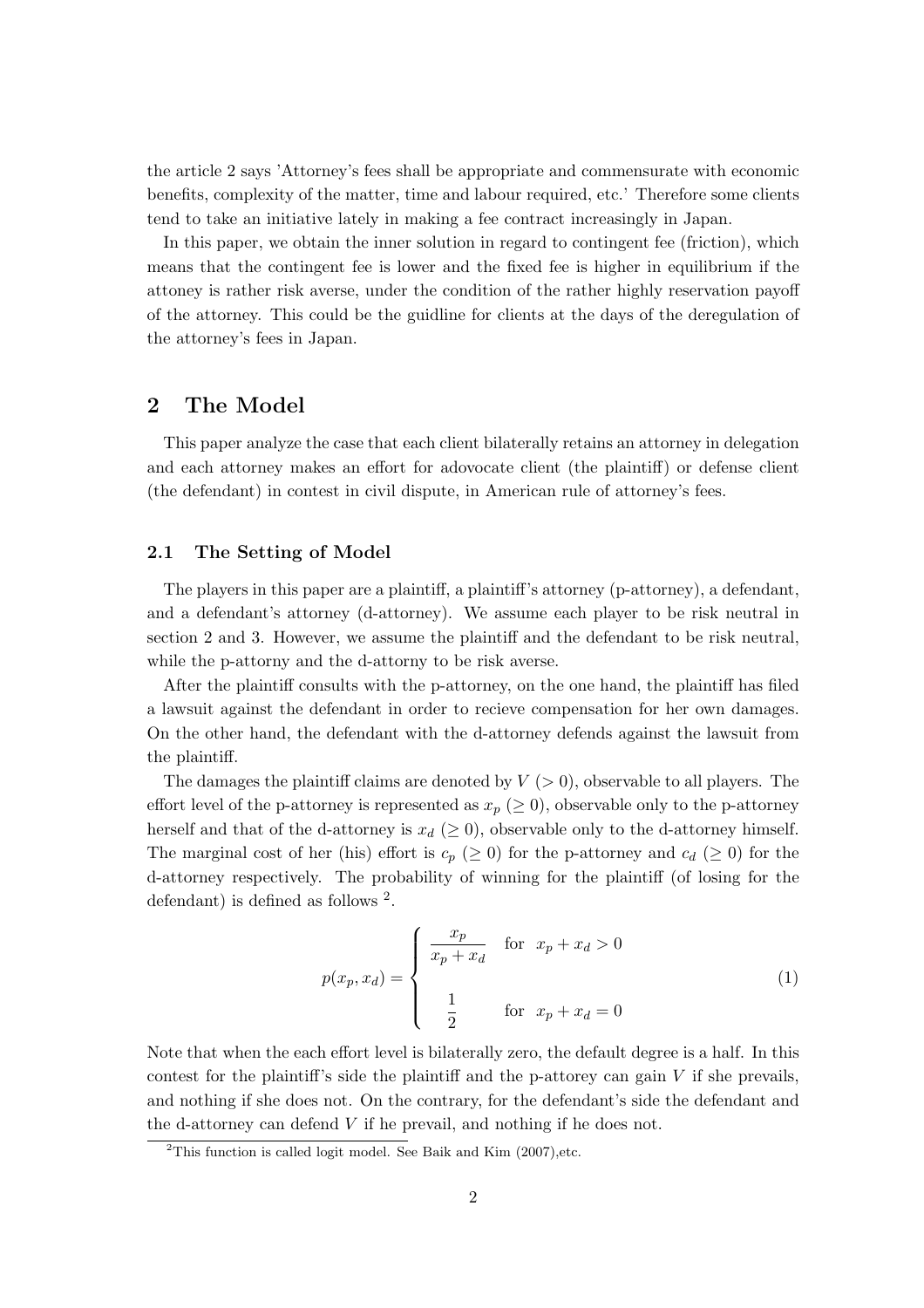the article 2 says 'Attorney's fees shall be appropriate and commensurate with economic benefits, complexity of the matter, time and labour required, etc.' Therefore some clients tend to take an initiative lately in making a fee contract increasingly in Japan.

In this paper, we obtain the inner solution in regard to contingent fee (friction), which means that the contingent fee is lower and the fixed fee is higher in equilibrium if the attoney is rather risk averse, under the condition of the rather highly reservation payoff of the attorney. This could be the guidline for clients at the days of the deregulation of the attorney's fees in Japan.

## 2 The Model

This paper analyze the case that each client bilaterally retains an attorney in delegation and each attorney makes an effort for adovocate client (the plaintiff) or defense client (the defendant) in contest in civil dispute, in American rule of attorney's fees.

### 2.1 The Setting of Model

The players in this paper are a plaintiff, a plaintiff's attorney (p-attorney), a defendant, and a defendant's attorney (d-attorney). We assume each player to be risk neutral in section 2 and 3. However, we assume the plaintiff and the defendant to be risk neutral, while the p-attorny and the d-attorny to be risk averse.

After the plaintiff consults with the p-attorney, on the one hand, the plaintiff has filed a lawsuit against the defendant in order to recieve compensation for her own damages. On the other hand, the defendant with the d-attorney defends against the lawsuit from the plaintiff.

The damages the plaintiff claims are denoted by $V$ $(> 0)$, observable to all players. The effort level of the p-attorney is represented as $x_p$ $(\geq 0)$, observable only to the p-attorney herself and that of the d-attorney is $x_d$ $(\geq 0)$, observable only to the d-attorney himself. The marginal cost of her (his) effort is $c_p$ $(\geq 0)$ for the p-attorney and $c_d$ $(\geq 0)$ for the d-attorney respectively. The probability of winning for the plaintiff (of losing for the defendant) is defined as follows [2].

$$
p(x_p, x_d) = \begin{cases} \dfrac{x_p}{x_p + x_d} & \text{for } \; x_p + x_d > 0 \\ \\ \dfrac{1}{2} & \text{for } \; x_p + x_d = 0 \end{cases} \tag{1}
$$

Note that when the each effort level is bilaterally zero, the default degree is a half. In this contest for the plaintiff's side the plaintiff and the p-attorey can gain $V$ if she prevails, and nothing if she does not. On the contrary, for the defendant's side the defendant and the d-attorney can defend $V$ if he prevail, and nothing if he does not.

[2] This function is called logit model. See Baik and Kim (2007),etc.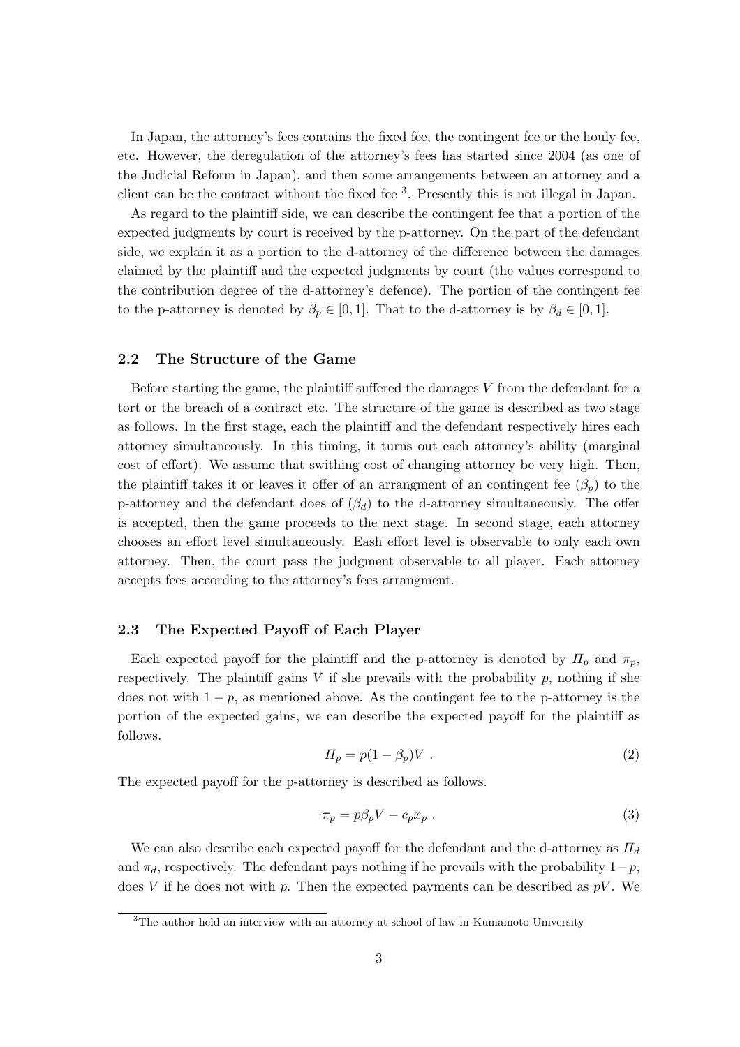In Japan, the attorney's fees contains the fixed fee, the contingent fee or the houly fee, etc. However, the deregulation of the attorney's fees has started since 2004 (as one of the Judicial Reform in Japan), and then some arrangements between an attorney and a client can be the contract without the fixed fee [3]. Presently this is not illegal in Japan.

As regard to the plaintiff side, we can describe the contingent fee that a portion of the expected judgments by court is received by the p-attorney. On the part of the defendant side, we explain it as a portion to the d-attorney of the difference between the damages claimed by the plaintiff and the expected judgments by court (the values correspond to the contribution degree of the d-attorney's defence). The portion of the contingent fee to the p-attorney is denoted by $\beta_p \in [0, 1]$. That to the d-attorney is by $\beta_d \in [0, 1]$.

### 2.2 The Structure of the Game

Before starting the game, the plaintiff suffered the damages $V$ from the defendant for a tort or the breach of a contract etc. The structure of the game is described as two stage as follows. In the first stage, each the plaintiff and the defendant respectively hires each attorney simultaneously. In this timing, it turns out each attorney's ability (marginal cost of effort). We assume that swithing cost of changing attorney be very high. Then, the plaintiff takes it or leaves it offer of an arrangment of an contingent fee ($\beta_p$) to the p-attorney and the defendant does of ($\beta_d$) to the d-attorney simultaneously. The offer is accepted, then the game proceeds to the next stage. In second stage, each attorney chooses an effort level simultaneously. Eash effort level is observable to only each own attorney. Then, the court pass the judgment observable to all player. Each attorney accepts fees according to the attorney's fees arrangment.

### 2.3 The Expected Payoff of Each Player

Each expected payoff for the plaintiff and the p-attorney is denoted by $\Pi_p$ and $\pi_p$, respectively. The plaintiff gains $V$ if she prevails with the probability $p$, nothing if she does not with $1 - p$, as mentioned above. As the contingent fee to the p-attorney is the portion of the expected gains, we can describe the expected payoff for the plaintiff as follows.

$$\Pi_p = p(1 - \beta_p)V \ . \tag{2}$$

The expected payoff for the p-attorney is described as follows.

$$\pi_p = p\beta_p V - c_p x_p \ . \tag{3}$$

We can also describe each expected payoff for the defendant and the d-attorney as $\Pi_d$ and $\pi_d$, respectively. The defendant pays nothing if he prevails with the probability $1-p$, does $V$ if he does not with $p$. Then the expected payments can be described as $pV$. We

[3] The author held an interview with an attorney at school of law in Kumamoto University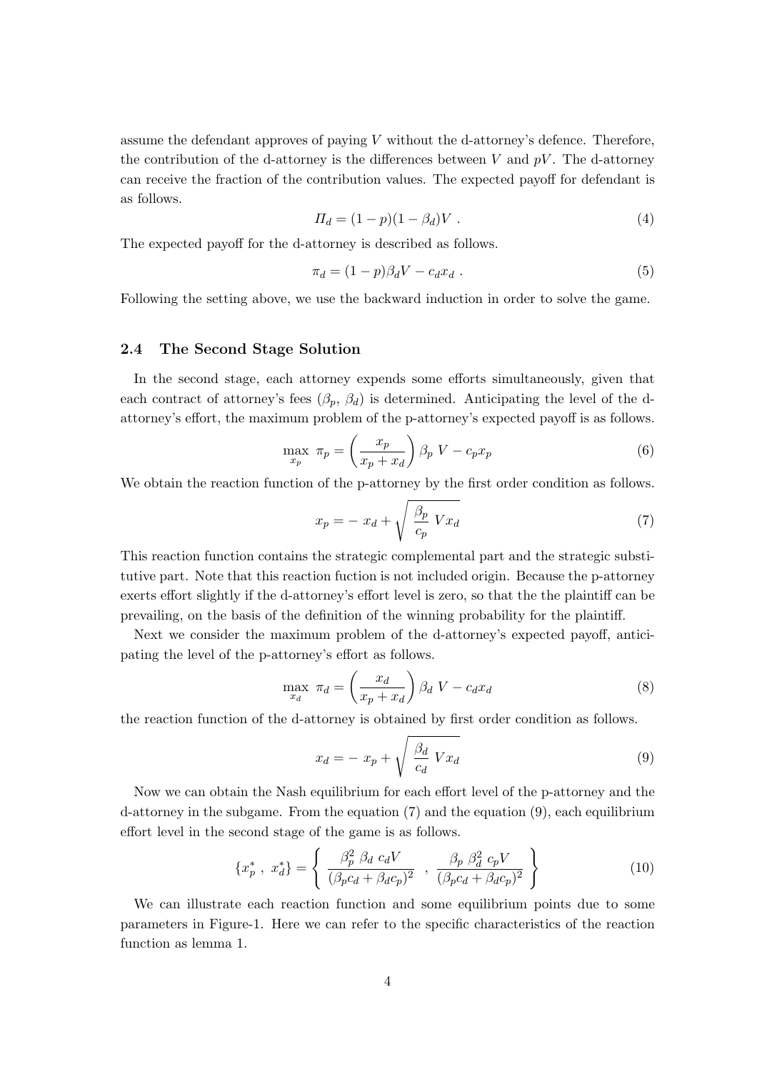assume the defendant approves of paying $V$ without the d-attorney's defence. Therefore, the contribution of the d-attorney is the differences between $V$ and $pV$. The d-attorney can receive the fraction of the contribution values. The expected payoff for defendant is as follows.

$$\Pi_d = (1-p)(1-\beta_d)V \ . \tag{4}$$

The expected payoff for the d-attorney is described as follows.

$$\pi_d = (1-p)\beta_d V - c_d x_d \ . \tag{5}$$

Following the setting above, we use the backward induction in order to solve the game.

### 2.4 The Second Stage Solution

In the second stage, each attorney expends some efforts simultaneously, given that each contract of attorney's fees ($\beta_p$, $\beta_d$) is determined. Anticipating the level of the d-attorney's effort, the maximum problem of the p-attorney's expected payoff is as follows.

$$\max_{x_p} \ \pi_p = \left(\frac{x_p}{x_p + x_d}\right) \beta_p \ V - c_p x_p \tag{6}$$

We obtain the reaction function of the p-attorney by the first order condition as follows.

$$x_p = -\ x_d + \sqrt{\frac{\beta_p}{c_p} \ V x_d} \tag{7}$$

This reaction function contains the strategic complemental part and the strategic substitutive part. Note that this reaction fuction is not included origin. Because the p-attorney exerts effort slightly if the d-attorney's effort level is zero, so that the the plaintiff can be prevailing, on the basis of the definition of the winning probability for the plaintiff.

Next we consider the maximum problem of the d-attorney's expected payoff, anticipating the level of the p-attorney's effort as follows.

$$\max_{x_d} \ \pi_d = \left(\frac{x_d}{x_p + x_d}\right) \beta_d \ V - c_d x_d \tag{8}$$

the reaction function of the d-attorney is obtained by first order condition as follows.

$$x_d = -\ x_p + \sqrt{\frac{\beta_d}{c_d} \ V x_d} \tag{9}$$

Now we can obtain the Nash equilibrium for each effort level of the p-attorney and the d-attorney in the subgame. From the equation (7) and the equation (9), each equilibrium effort level in the second stage of the game is as follows.

$$\{x_p^* \ , \ x_d^*\} = \left\{ \ \frac{\beta_p^2 \ \beta_d \ c_d V}{(\beta_p c_d + \beta_d c_p)^2} \ \ , \ \frac{\beta_p \ \beta_d^2 \ c_p V}{(\beta_p c_d + \beta_d c_p)^2} \ \right\} \tag{10}$$

We can illustrate each reaction function and some equilibrium points due to some parameters in Figure-1. Here we can refer to the specific characteristics of the reaction function as lemma 1.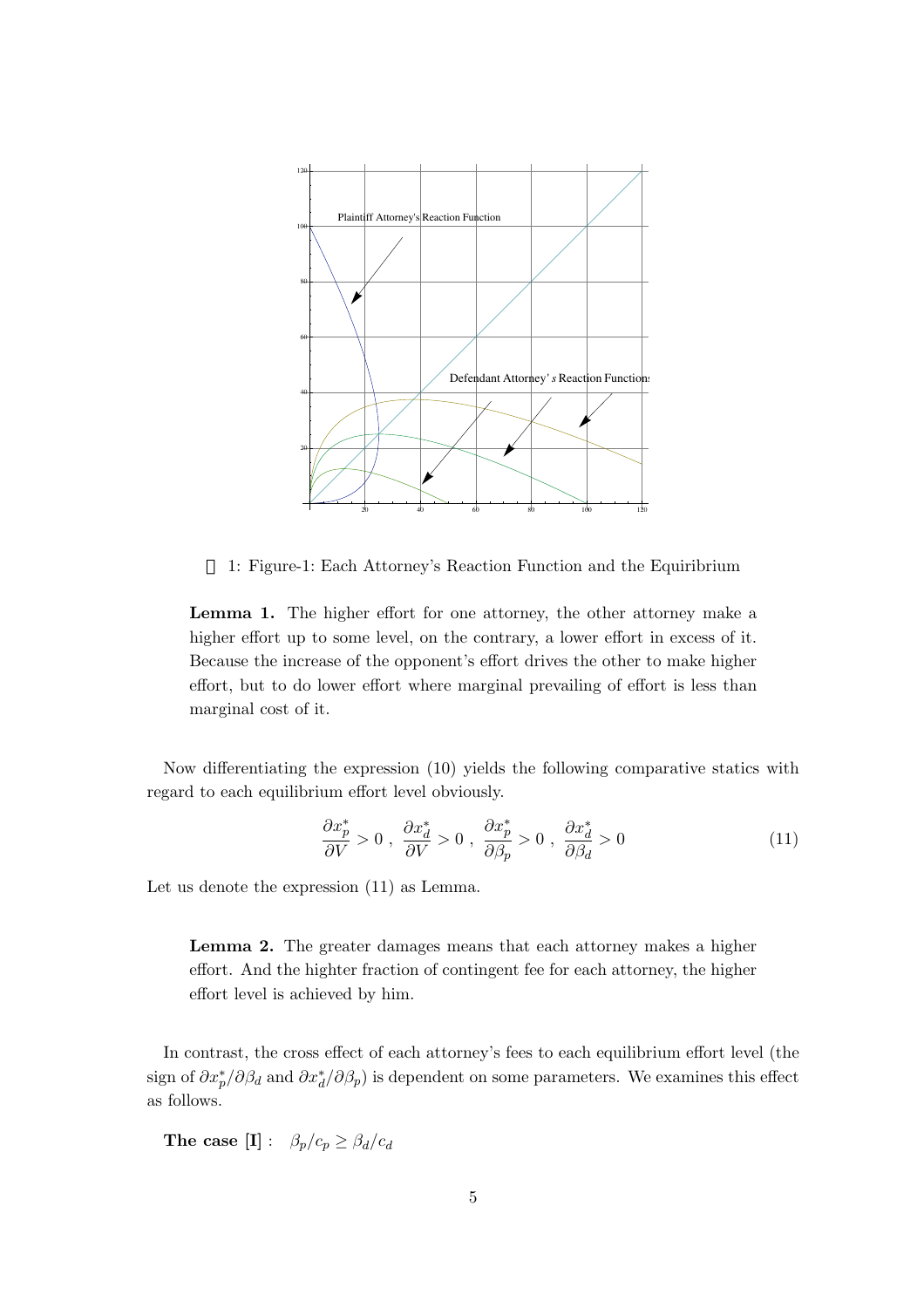Figure-1: Each Attorney's Reaction Function and the Equiribrium

**Lemma 1.** The higher effort for one attorney, the other attorney make a higher effort up to some level, on the contrary, a lower effort in excess of it. Because the increase of the opponent's effort drives the other to make higher effort, but to do lower effort where marginal prevailing of effort is less than marginal cost of it.

Now differentiating the expression (10) yields the following comparative statics with regard to each equilibrium effort level obviously.

$$\frac{\partial x_p^*}{\partial V} > 0 \ , \ \frac{\partial x_d^*}{\partial V} > 0 \ , \ \frac{\partial x_p^*}{\partial \beta_p} > 0 \ , \ \frac{\partial x_d^*}{\partial \beta_d} > 0 \tag{11}$$

Let us denote the expression (11) as Lemma.

**Lemma 2.** The greater damages means that each attorney makes a higher effort. And the highter fraction of contingent fee for each attorney, the higher effort level is achieved by him.

In contrast, the cross effect of each attorney's fees to each equilibrium effort level (the sign of $\partial x_p^*/\partial \beta_d$ and $\partial x_d^*/\partial \beta_p$) is dependent on some parameters. We examines this effect as follows.

**The case [I]** : $\beta_p/c_p \geq \beta_d/c_d$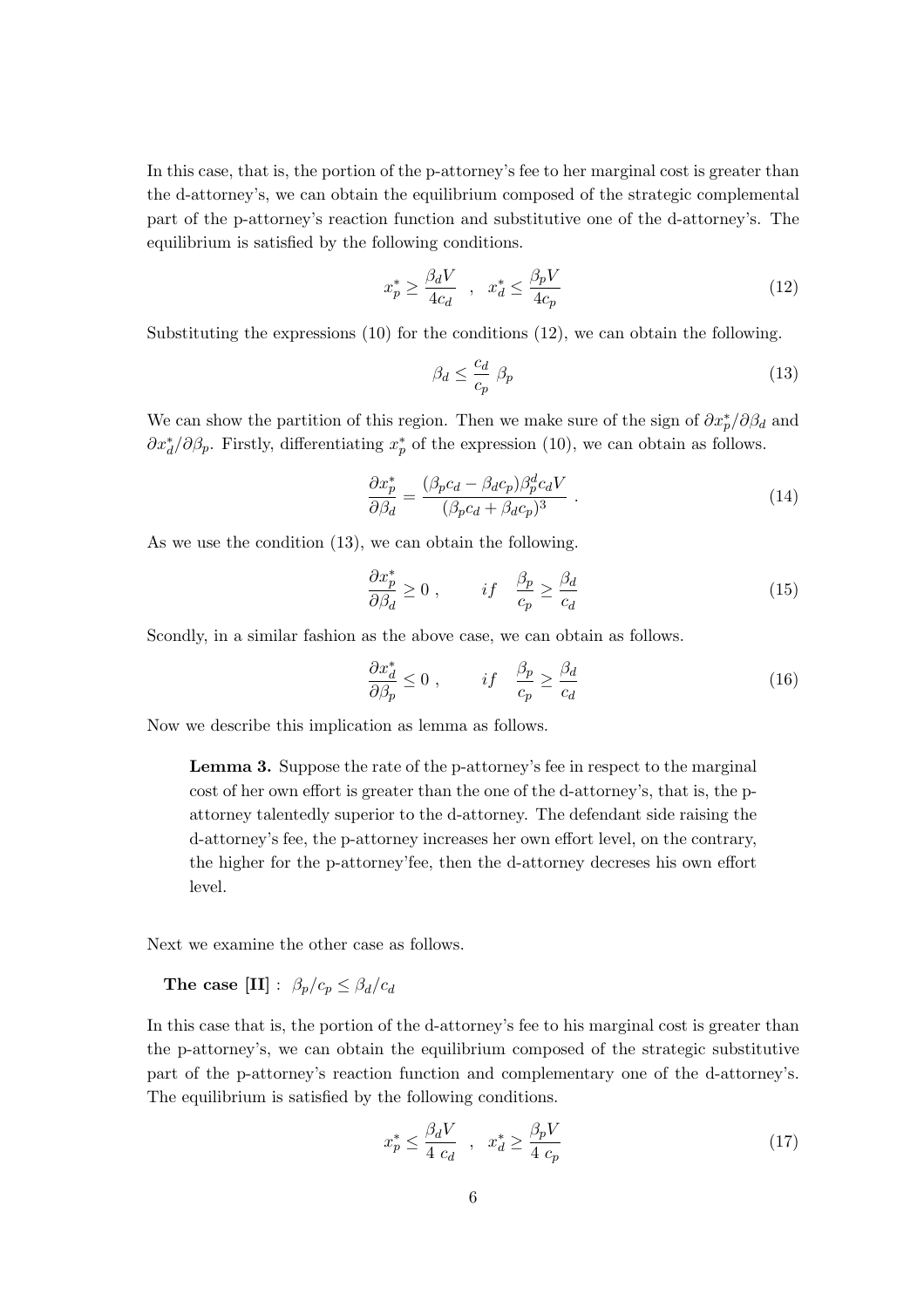In this case, that is, the portion of the p-attorney's fee to her marginal cost is greater than the d-attorney's, we can obtain the equilibrium composed of the strategic complemental part of the p-attorney's reaction function and substitutive one of the d-attorney's. The equilibrium is satisfied by the following conditions.

$$x_p^* \geq \frac{\beta_d V}{4 c_d} \quad , \quad x_d^* \leq \frac{\beta_p V}{4 c_p} \tag{12}$$

Substituting the expressions (10) for the conditions (12), we can obtain the following.

$$\beta_d \leq \frac{c_d}{c_p} \; \beta_p \tag{13}$$

We can show the partition of this region. Then we make sure of the sign of $\partial x_p^* / \partial \beta_d$ and $\partial x_d^* / \partial \beta_p$. Firstly, differentiating $x_p^*$ of the expression (10), we can obtain as follows.

$$\frac{\partial x_p^*}{\partial \beta_d} = \frac{(\beta_p c_d - \beta_d c_p) \beta_p^d c_d V}{(\beta_p c_d + \beta_d c_p)^3} \; . \tag{14}$$

As we use the condition (13), we can obtain the following.

$$\frac{\partial x_p^*}{\partial \beta_d} \geq 0 \; , \qquad if \quad \frac{\beta_p}{c_p} \geq \frac{\beta_d}{c_d} \tag{15}$$

Scondly, in a similar fashion as the above case, we can obtain as follows.

$$\frac{\partial x_d^*}{\partial \beta_p} \leq 0 \; , \qquad if \quad \frac{\beta_p}{c_p} \geq \frac{\beta_d}{c_d} \tag{16}$$

Now we describe this implication as lemma as follows.

> **Lemma 3.** Suppose the rate of the p-attorney's fee in respect to the marginal cost of her own effort is greater than the one of the d-attorney's, that is, the p-attorney talentedly superior to the d-attorney. The defendant side raising the d-attorney's fee, the p-attorney increases her own effort level, on the contrary, the higher for the p-attorney'fee, then the d-attorney decreses his own effort level.

Next we examine the other case as follows.

**The case [II]** : $\beta_p / c_p \leq \beta_d / c_d$

In this case that is, the portion of the d-attorney's fee to his marginal cost is greater than the p-attorney's, we can obtain the equilibrium composed of the strategic substitutive part of the p-attorney's reaction function and complementary one of the d-attorney's. The equilibrium is satisfied by the following conditions.

$$x_p^* \leq \frac{\beta_d V}{4 \; c_d} \quad , \quad x_d^* \geq \frac{\beta_p V}{4 \; c_p} \tag{17}$$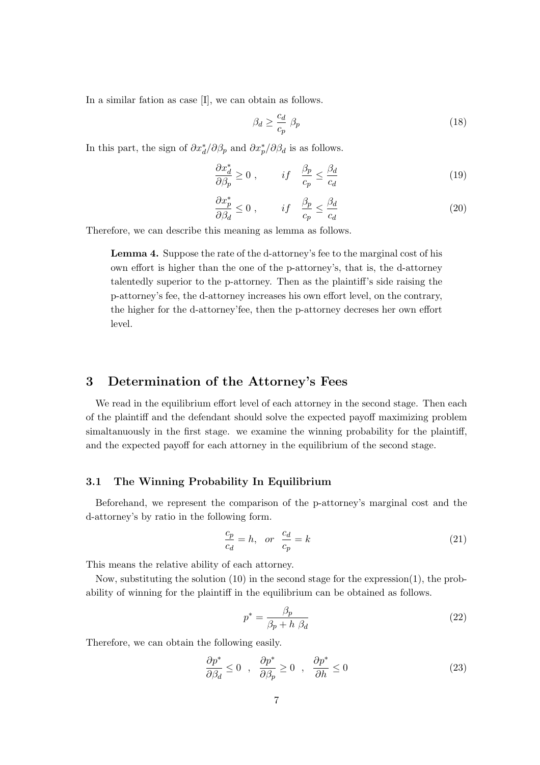In a similar fation as case [I], we can obtain as follows.

$$\beta_d \geq \frac{c_d}{c_p}\ \beta_p \tag{18}$$

In this part, the sign of $\partial x_d^*/\partial \beta_p$ and $\partial x_p^*/\partial \beta_d$ is as follows.

$$\frac{\partial x_d^*}{\partial \beta_p} \geq 0\ , \qquad if \quad \frac{\beta_p}{c_p} \leq \frac{\beta_d}{c_d} \tag{19}$$

$$\frac{\partial x_p^*}{\partial \beta_d} \leq 0\ , \qquad if \quad \frac{\beta_p}{c_p} \leq \frac{\beta_d}{c_d} \tag{20}$$

Therefore, we can describe this meaning as lemma as follows.

> **Lemma 4.** Suppose the rate of the d-attorney's fee to the marginal cost of his own effort is higher than the one of the p-attorney's, that is, the d-attorney talentedly superior to the p-attorney. Then as the plaintiff's side raising the p-attorney's fee, the d-attorney increases his own effort level, on the contrary, the higher for the d-attorney'fee, then the p-attorney decreses her own effort level.

## 3 Determination of the Attorney's Fees

We read in the equilibrium effort level of each attorney in the second stage. Then each of the plaintiff and the defendant should solve the expected payoff maximizing problem simaltanuously in the first stage. we examine the winning probability for the plaintiff, and the expected payoff for each attorney in the equilibrium of the second stage.

### 3.1 The Winning Probability In Equilibrium

Beforehand, we represent the comparison of the p-attorney's marginal cost and the d-attorney's by ratio in the following form.

$$\frac{c_p}{c_d} = h, \quad or \quad \frac{c_d}{c_p} = k \tag{21}$$

This means the relative ability of each attorney.

Now, substituting the solution (10) in the second stage for the expression(1), the probability of winning for the plaintiff in the equilibrium can be obtained as follows.

$$p^* = \frac{\beta_p}{\beta_p + h\ \beta_d} \tag{22}$$

Therefore, we can obtain the following easily.

$$\frac{\partial p^*}{\partial \beta_d} \leq 0 \quad , \quad \frac{\partial p^*}{\partial \beta_p} \geq 0 \quad , \quad \frac{\partial p^*}{\partial h} \leq 0 \tag{23}$$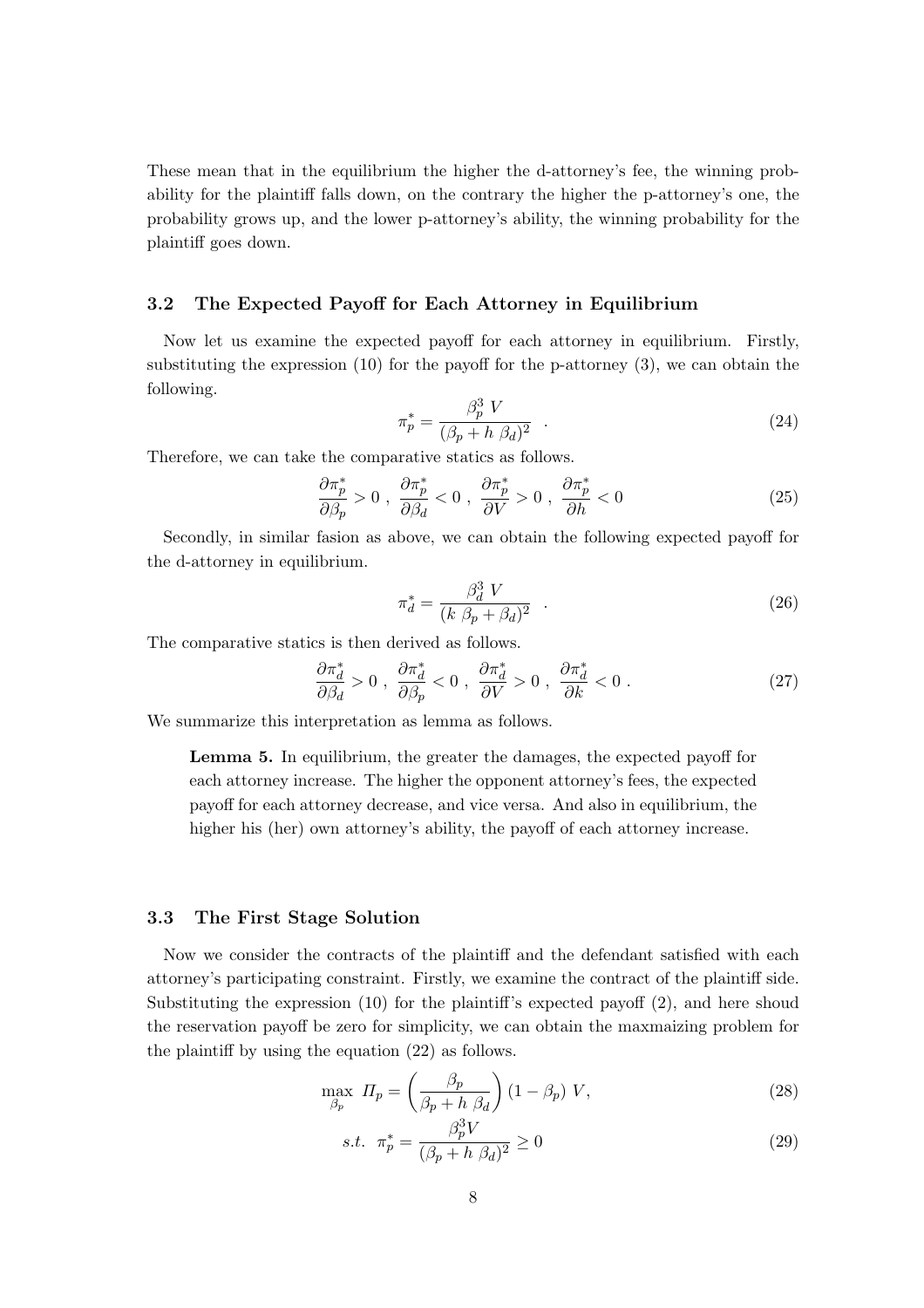These mean that in the equilibrium the higher the d-attorney's fee, the winning probability for the plaintiff falls down, on the contrary the higher the p-attorney's one, the probability grows up, and the lower p-attorney's ability, the winning probability for the plaintiff goes down.

### 3.2 The Expected Payoff for Each Attorney in Equilibrium

Now let us examine the expected payoff for each attorney in equilibrium. Firstly, substituting the expression (10) for the payoff for the p-attorney (3), we can obtain the following.

$$\pi_p^* = \frac{\beta_p^3 \ V}{(\beta_p + h \ \beta_d)^2} \quad . \tag{24}$$

Therefore, we can take the comparative statics as follows.

$$\frac{\partial \pi_p^*}{\partial \beta_p} > 0 \ , \ \frac{\partial \pi_p^*}{\partial \beta_d} < 0 \ , \ \frac{\partial \pi_p^*}{\partial V} > 0 \ , \ \frac{\partial \pi_p^*}{\partial h} < 0 \tag{25}$$

Secondly, in similar fasion as above, we can obtain the following expected payoff for the d-attorney in equilibrium.

$$\pi_d^* = \frac{\beta_d^3 \ V}{(k \ \beta_p + \beta_d)^2} \quad . \tag{26}$$

The comparative statics is then derived as follows.

$$\frac{\partial \pi_d^*}{\partial \beta_d} > 0 \ , \ \frac{\partial \pi_d^*}{\partial \beta_p} < 0 \ , \ \frac{\partial \pi_d^*}{\partial V} > 0 \ , \ \frac{\partial \pi_d^*}{\partial k} < 0 \ . \tag{27}$$

We summarize this interpretation as lemma as follows.

> **Lemma 5.** In equilibrium, the greater the damages, the expected payoff for each attorney increase. The higher the opponent attorney's fees, the expected payoff for each attorney decrease, and vice versa. And also in equilibrium, the higher his (her) own attorney's ability, the payoff of each attorney increase.

### 3.3 The First Stage Solution

Now we consider the contracts of the plaintiff and the defendant satisfied with each attorney's participating constraint. Firstly, we examine the contract of the plaintiff side. Substituting the expression (10) for the plaintiff's expected payoff (2), and here shoud the reservation payoff be zero for simplicity, we can obtain the maxmaizing problem for the plaintiff by using the equation (22) as follows.

$$\max_{\beta_p} \ \mathit{\Pi}_p = \left( \frac{\beta_p}{\beta_p + h \ \beta_d} \right) (1 - \beta_p) \ V, \tag{28}$$

$$s.t. \ \ \pi_p^* = \frac{\beta_p^3 V}{(\beta_p + h \ \beta_d)^2} \geq 0 \tag{29}$$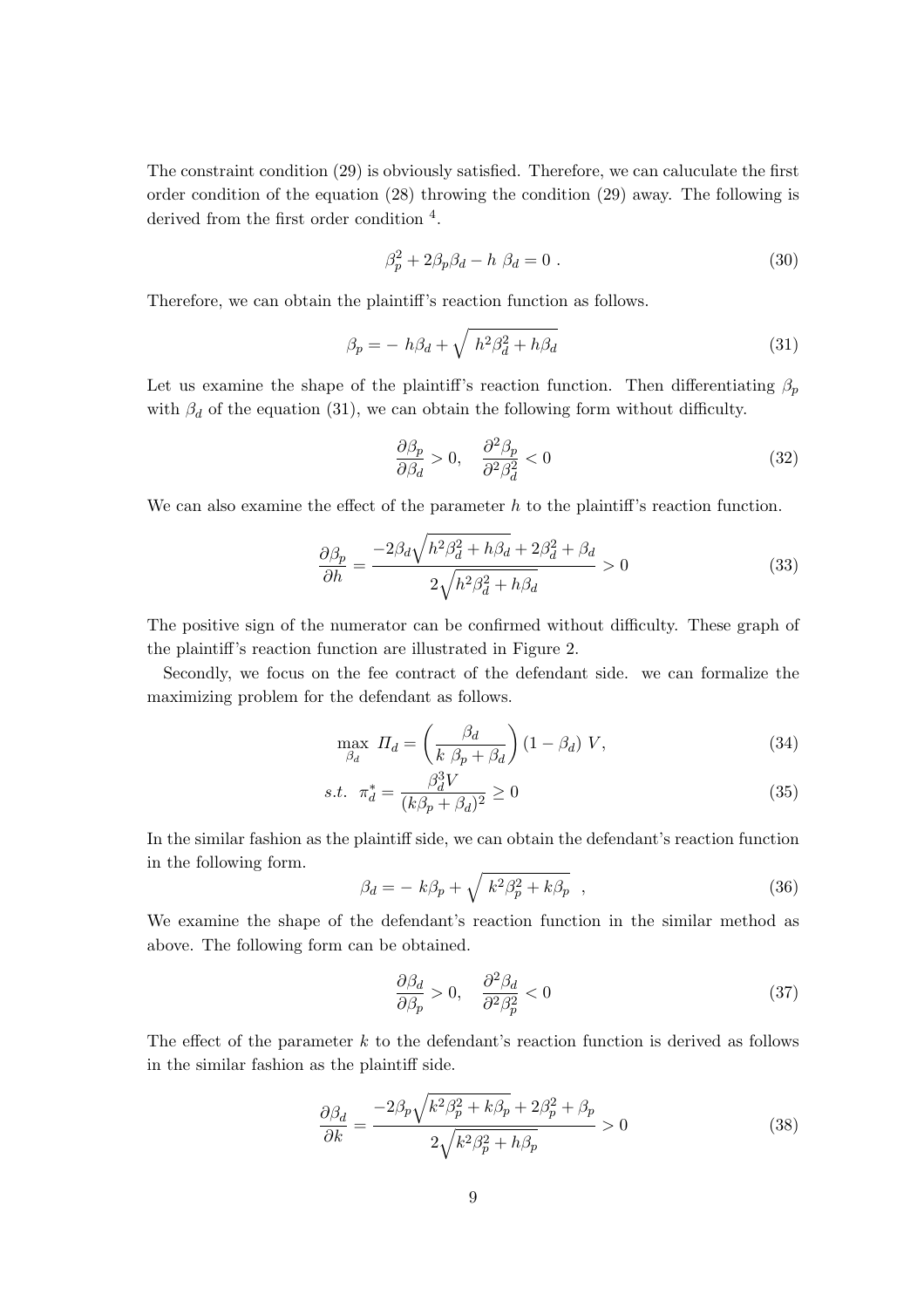The constraint condition (29) is obviously satisfied. Therefore, we can caluculate the first order condition of the equation (28) throwing the condition (29) away. The following is derived from the first order condition [4].

$$\beta_p^2 + 2\beta_p\beta_d - h\ \beta_d = 0\ . \tag{30}$$

Therefore, we can obtain the plaintiff's reaction function as follows.

$$\beta_p = -\ h\beta_d + \sqrt{\ h^2\beta_d^2 + h\beta_d} \tag{31}$$

Let us examine the shape of the plaintiff's reaction function. Then differentiating $\beta_p$ with $\beta_d$ of the equation (31), we can obtain the following form without difficulty.

$$\frac{\partial \beta_p}{\partial \beta_d} > 0, \quad \frac{\partial^2 \beta_p}{\partial^2 \beta_d^2} < 0 \tag{32}$$

We can also examine the effect of the parameter $h$ to the plaintiff's reaction function.

$$\frac{\partial \beta_p}{\partial h} = \frac{-2\beta_d\sqrt{h^2\beta_d^2 + h\beta_d} + 2\beta_d^2 + \beta_d}{2\sqrt{h^2\beta_d^2 + h\beta_d}} > 0 \tag{33}$$

The positive sign of the numerator can be confirmed without difficulty. These graph of the plaintiff's reaction function are illustrated in Figure 2.

Secondly, we focus on the fee contract of the defendant side. we can formalize the maximizing problem for the defendant as follows.

$$\max_{\beta_d}\ \Pi_d = \left(\frac{\beta_d}{k\ \beta_p + \beta_d}\right)(1 - \beta_d)\ V, \tag{34}$$

$$s.t.\ \ \pi_d^* = \frac{\beta_d^3 V}{(k\beta_p + \beta_d)^2} \geq 0 \tag{35}$$

In the similar fashion as the plaintiff side, we can obtain the defendant's reaction function in the following form.

$$\beta_d = -\ k\beta_p + \sqrt{\ k^2\beta_p^2 + k\beta_p}\ \ , \tag{36}$$

We examine the shape of the defendant's reaction function in the similar method as above. The following form can be obtained.

$$\frac{\partial \beta_d}{\partial \beta_p} > 0, \quad \frac{\partial^2 \beta_d}{\partial^2 \beta_p^2} < 0 \tag{37}$$

The effect of the parameter $k$ to the defendant's reaction function is derived as follows in the similar fashion as the plaintiff side.

$$\frac{\partial \beta_d}{\partial k} = \frac{-2\beta_p\sqrt{k^2\beta_p^2 + k\beta_p} + 2\beta_p^2 + \beta_p}{2\sqrt{k^2\beta_p^2 + h\beta_p}} > 0 \tag{38}$$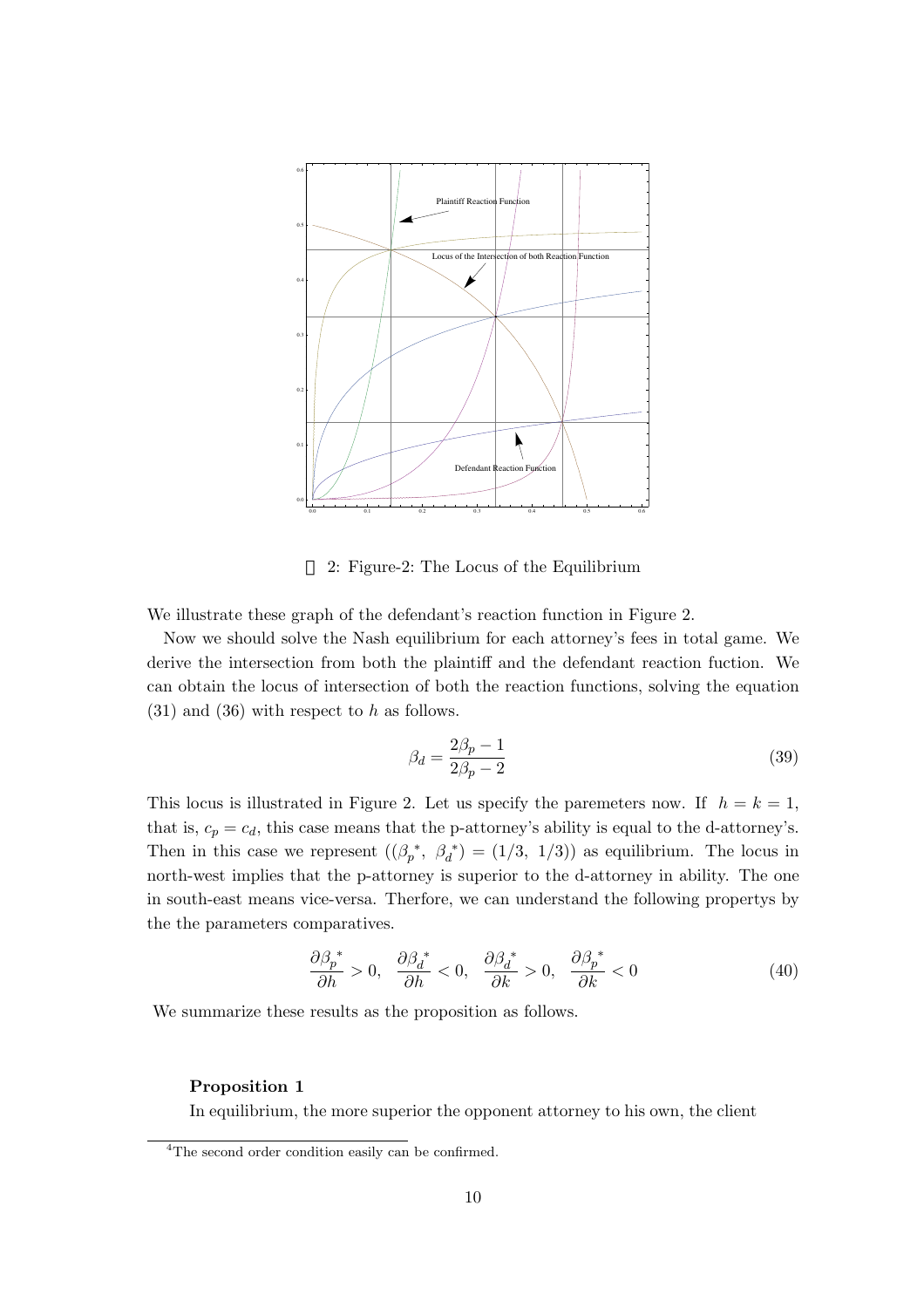2: Figure-2: The Locus of the Equilibrium

We illustrate these graph of the defendant's reaction function in Figure 2.

Now we should solve the Nash equilibrium for each attorney's fees in total game. We derive the intersection from both the plaintiff and the defendant reaction fuction. We can obtain the locus of intersection of both the reaction functions, solving the equation (31) and (36) with respect to $h$ as follows.

$$\beta_d = \frac{2\beta_p - 1}{2\beta_p - 2} \tag{39}$$

This locus is illustrated in Figure 2. Let us specify the paremeters now. If $h = k = 1$, that is, $c_p = c_d$, this case means that the p-attorney's ability is equal to the d-attorney's. Then in this case we represent $(({\beta_p}^*,\ {\beta_d}^*) = (1/3,\ 1/3))$ as equilibrium. The locus in north-west implies that the p-attorney is superior to the d-attorney in ability. The one in south-east means vice-versa. Therfore, we can understand the following propertys by the the parameters comparatives.

$$\frac{\partial {\beta_p}^*}{\partial h} > 0, \quad \frac{\partial {\beta_d}^*}{\partial h} < 0, \quad \frac{\partial {\beta_d}^*}{\partial k} > 0, \quad \frac{\partial {\beta_p}^*}{\partial k} < 0 \tag{40}$$

We summarize these results as the proposition as follows.

**Proposition 1**

In equilibrium, the more superior the opponent attorney to his own, the client

[4] The second order condition easily can be confirmed.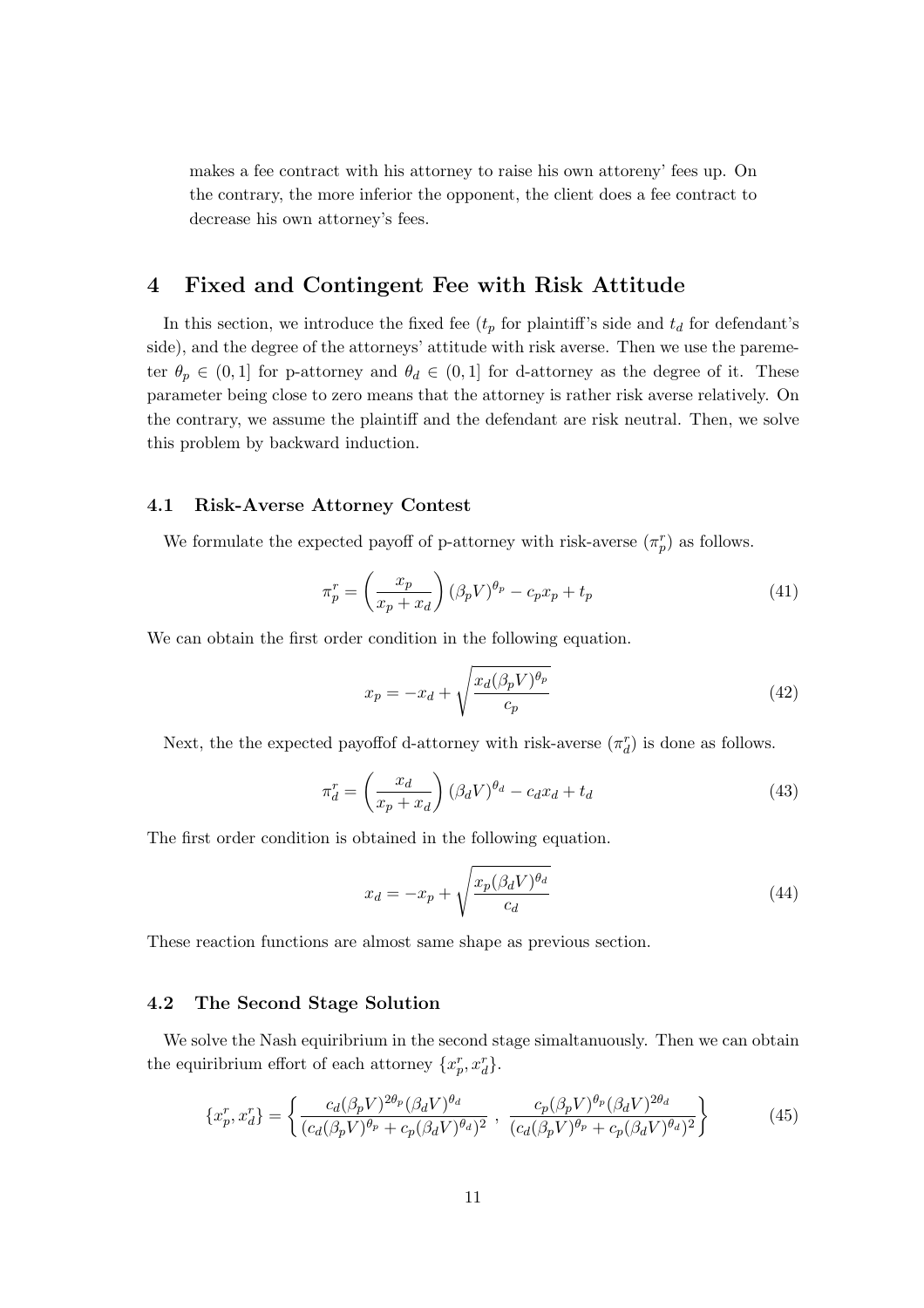makes a fee contract with his attorney to raise his own attoreny' fees up. On the contrary, the more inferior the opponent, the client does a fee contract to decrease his own attorney's fees.

## 4 Fixed and Contingent Fee with Risk Attitude

In this section, we introduce the fixed fee ($t_p$ for plaintiff's side and $t_d$ for defendant's side), and the degree of the attorneys' attitude with risk averse. Then we use the paremeter $\theta_p \in (0, 1]$ for p-attorney and $\theta_d \in (0, 1]$ for d-attorney as the degree of it. These parameter being close to zero means that the attorney is rather risk averse relatively. On the contrary, we assume the plaintiff and the defendant are risk neutral. Then, we solve this problem by backward induction.

### 4.1 Risk-Averse Attorney Contest

We formulate the expected payoff of p-attorney with risk-averse ($\pi_p^r$) as follows.

$$\pi_p^r = \left( \frac{x_p}{x_p + x_d} \right) (\beta_p V)^{\theta_p} - c_p x_p + t_p \tag{41}$$

We can obtain the first order condition in the following equation.

$$x_p = -x_d + \sqrt{\frac{x_d (\beta_p V)^{\theta_p}}{c_p}} \tag{42}$$

Next, the the expected payoffof d-attorney with risk-averse ($\pi_d^r$) is done as follows.

$$\pi_d^r = \left( \frac{x_d}{x_p + x_d} \right) (\beta_d V)^{\theta_d} - c_d x_d + t_d \tag{43}$$

The first order condition is obtained in the following equation.

$$x_d = -x_p + \sqrt{\frac{x_p (\beta_d V)^{\theta_d}}{c_d}} \tag{44}$$

These reaction functions are almost same shape as previous section.

### 4.2 The Second Stage Solution

We solve the Nash equiribrium in the second stage simaltanuously. Then we can obtain the equiribrium effort of each attorney $\{x_p^r, x_d^r\}$.

$$\{x_p^r, x_d^r\} = \left\{ \frac{c_d (\beta_p V)^{2\theta_p} (\beta_d V)^{\theta_d}}{(c_d (\beta_p V)^{\theta_p} + c_p (\beta_d V)^{\theta_d})^2} \ , \ \frac{c_p (\beta_p V)^{\theta_p} (\beta_d V)^{2\theta_d}}{(c_d (\beta_p V)^{\theta_p} + c_p (\beta_d V)^{\theta_d})^2} \right\} \tag{45}$$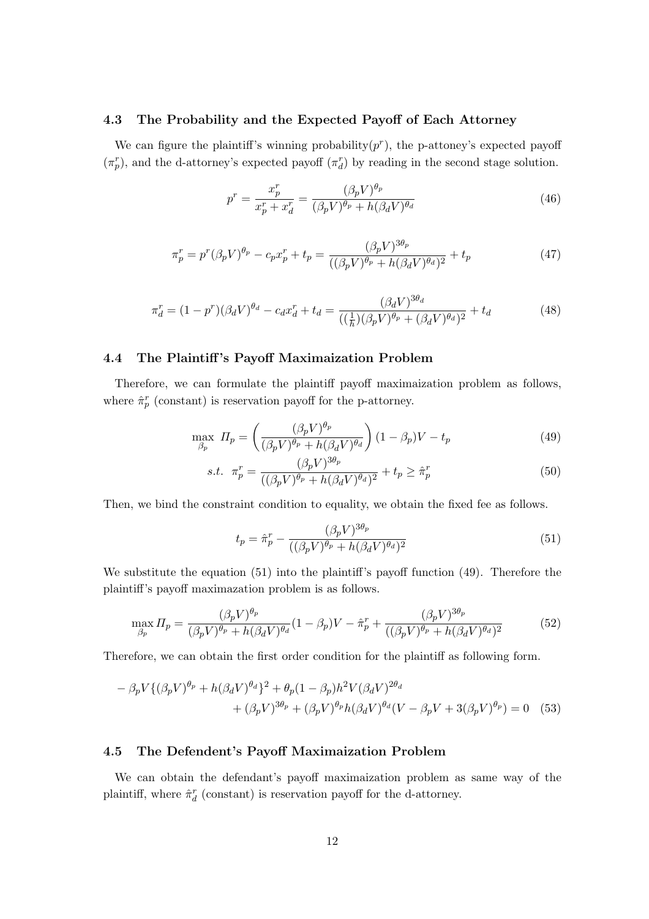### 4.3 The Probability and the Expected Payoff of Each Attorney

We can figure the plaintiff's winning probability($p^r$), the p-attoney's expected payoff ($\pi_p^r$), and the d-attorney's expected payoff ($\pi_d^r$) by reading in the second stage solution.

$$p^r = \frac{x_p^r}{x_p^r + x_d^r} = \frac{(\beta_p V)^{\theta_p}}{(\beta_p V)^{\theta_p} + h(\beta_d V)^{\theta_d}} \tag{46}$$

$$\pi_p^r = p^r(\beta_p V)^{\theta_p} - c_p x_p^r + t_p = \frac{(\beta_p V)^{3\theta_p}}{((\beta_p V)^{\theta_p} + h(\beta_d V)^{\theta_d})^2} + t_p \tag{47}$$

$$\pi_d^r = (1-p^r)(\beta_d V)^{\theta_d} - c_d x_d^r + t_d = \frac{(\beta_d V)^{3\theta_d}}{((\frac{1}{h})(\beta_p V)^{\theta_p} + (\beta_d V)^{\theta_d})^2} + t_d \tag{48}$$

### 4.4 The Plaintiff's Payoff Maximaization Problem

Therefore, we can formulate the plaintiff payoff maximaization problem as follows, where $\hat{\pi}_p^r$ (constant) is reservation payoff for the p-attorney.

$$\max_{\beta_p} \ \mathit{\Pi}_p = \left( \frac{(\beta_p V)^{\theta_p}}{(\beta_p V)^{\theta_p} + h(\beta_d V)^{\theta_d}} \right)(1-\beta_p)V - t_p \tag{49}$$

$$s.t. \ \ \pi_p^r = \frac{(\beta_p V)^{3\theta_p}}{((\beta_p V)^{\theta_p} + h(\beta_d V)^{\theta_d})^2} + t_p \geq \hat{\pi}_p^r \tag{50}$$

Then, we bind the constraint condition to equality, we obtain the fixed fee as follows.

$$t_p = \hat{\pi}_p^r - \frac{(\beta_p V)^{3\theta_p}}{((\beta_p V)^{\theta_p} + h(\beta_d V)^{\theta_d})^2} \tag{51}$$

We substitute the equation (51) into the plaintiff's payoff function (49). Therefore the plaintiff's payoff maximazation problem is as follows.

$$\max_{\beta_p} \mathit{\Pi}_p = \frac{(\beta_p V)^{\theta_p}}{(\beta_p V)^{\theta_p} + h(\beta_d V)^{\theta_d}}(1-\beta_p)V - \hat{\pi}_p^r + \frac{(\beta_p V)^{3\theta_p}}{((\beta_p V)^{\theta_p} + h(\beta_d V)^{\theta_d})^2} \tag{52}$$

Therefore, we can obtain the first order condition for the plaintiff as following form.

$$\begin{aligned} &-\beta_p V\{(\beta_p V)^{\theta_p} + h(\beta_d V)^{\theta_d}\}^2 + \theta_p(1-\beta_p)h^2 V(\beta_d V)^{2\theta_d} \\ &\qquad + (\beta_p V)^{3\theta_p} + (\beta_p V)^{\theta_p} h(\beta_d V)^{\theta_d}(V - \beta_p V + 3(\beta_p V)^{\theta_p}) = 0 \end{aligned} \tag{53}$$

### 4.5 The Defendent's Payoff Maximaization Problem

We can obtain the defendant's payoff maximaization problem as same way of the plaintiff, where $\hat{\pi}_d^r$ (constant) is reservation payoff for the d-attorney.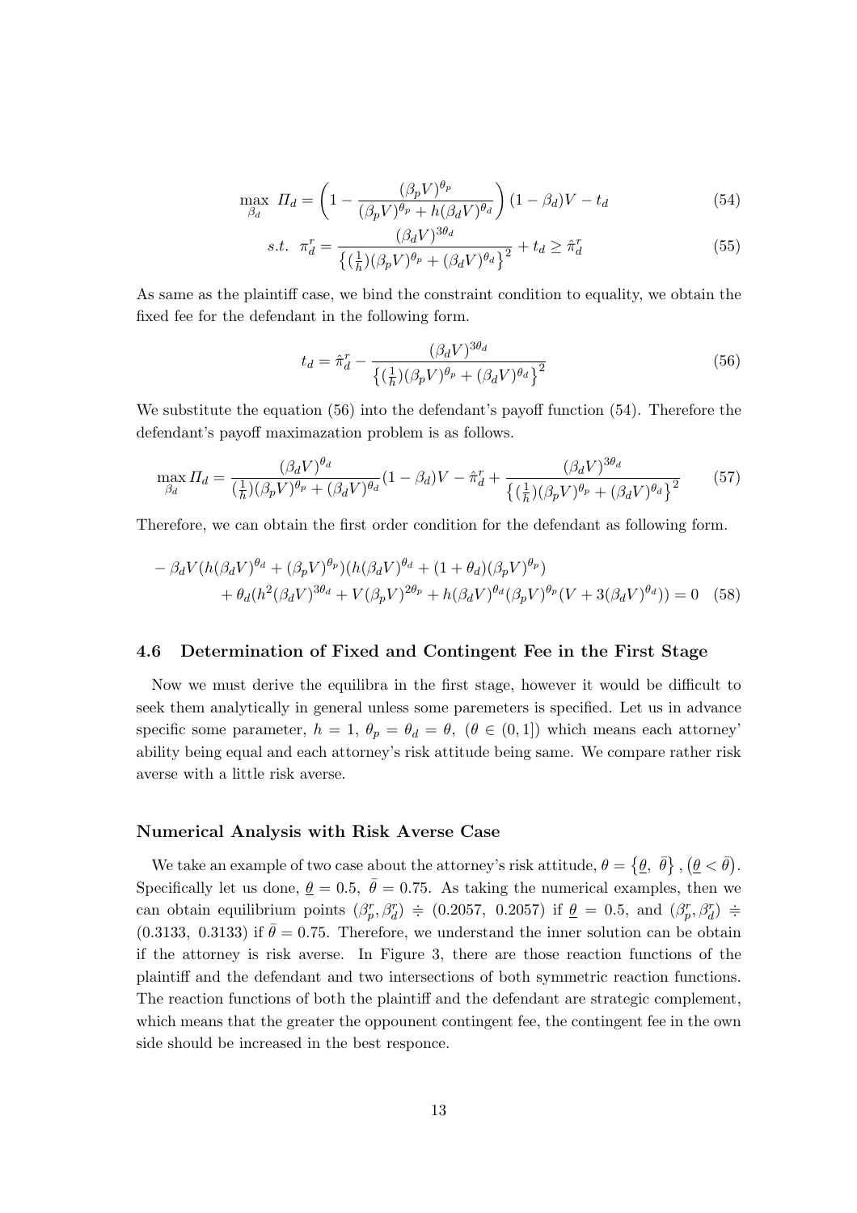$$\max_{\beta_d} \ \mathit{\Pi}_d = \left(1 - \frac{(\beta_p V)^{\theta_p}}{(\beta_p V)^{\theta_p} + h(\beta_d V)^{\theta_d}}\right)(1-\beta_d)V - t_d \tag{54}$$

$$s.t. \ \ \pi_d^r = \frac{(\beta_d V)^{3\theta_d}}{\left\{(\frac{1}{h})(\beta_p V)^{\theta_p} + (\beta_d V)^{\theta_d}\right\}^2} + t_d \geq \hat{\pi}_d^r \tag{55}$$

As same as the plaintiff case, we bind the constraint condition to equality, we obtain the fixed fee for the defendant in the following form.

$$t_d = \hat{\pi}_d^r - \frac{(\beta_d V)^{3\theta_d}}{\left\{(\frac{1}{h})(\beta_p V)^{\theta_p} + (\beta_d V)^{\theta_d}\right\}^2} \tag{56}$$

We substitute the equation (56) into the defendant's payoff function (54). Therefore the defendant's payoff maximazation problem is as follows.

$$\max_{\beta_d} \mathit{\Pi}_d = \frac{(\beta_d V)^{\theta_d}}{(\frac{1}{h})(\beta_p V)^{\theta_p} + (\beta_d V)^{\theta_d}}(1-\beta_d)V - \hat{\pi}_d^r + \frac{(\beta_d V)^{3\theta_d}}{\left\{(\frac{1}{h})(\beta_p V)^{\theta_p} + (\beta_d V)^{\theta_d}\right\}^2} \tag{57}$$

Therefore, we can obtain the first order condition for the defendant as following form.

$$\begin{aligned}
&-\beta_d V(h(\beta_d V)^{\theta_d} + (\beta_p V)^{\theta_p})(h(\beta_d V)^{\theta_d} + (1+\theta_d)(\beta_p V)^{\theta_p}) \\
&\quad + \theta_d(h^2(\beta_d V)^{3\theta_d} + V(\beta_p V)^{2\theta_p} + h(\beta_d V)^{\theta_d}(\beta_p V)^{\theta_p}(V + 3(\beta_d V)^{\theta_d})) = 0 \quad (58)
\end{aligned}$$

### 4.6 Determination of Fixed and Contingent Fee in the First Stage

Now we must derive the equilibra in the first stage, however it would be difficult to seek them analytically in general unless some paremeters is specified. Let us in advance specific some parameter, $h = 1$, $\theta_p = \theta_d = \theta$, $(\theta \in (0, 1])$ which means each attorney' ability being equal and each attorney's risk attitude being same. We compare rather risk averse with a little risk averse.

#### Numerical Analysis with Risk Averse Case

We take an example of two case about the attorney's risk attitude, $\theta = \{\underline{\theta}, \ \bar{\theta}\}, (\underline{\theta} < \bar{\theta})$. Specifically let us done, $\underline{\theta} = 0.5$, $\bar{\theta} = 0.75$. As taking the numerical examples, then we can obtain equilibrium points $(\beta_p^r, \beta_d^r) \doteqdot (0.2057, \ 0.2057)$ if $\underline{\theta} = 0.5$, and $(\beta_p^r, \beta_d^r) \doteqdot (0.3133, \ 0.3133)$ if $\bar{\theta} = 0.75$. Therefore, we understand the inner solution can be obtain if the attorney is risk averse. In Figure 3, there are those reaction functions of the plaintiff and the defendant and two intersections of both symmetric reaction functions. The reaction functions of both the plaintiff and the defendant are strategic complement, which means that the greater the oppounent contingent fee, the contingent fee in the own side should be increased in the best responce.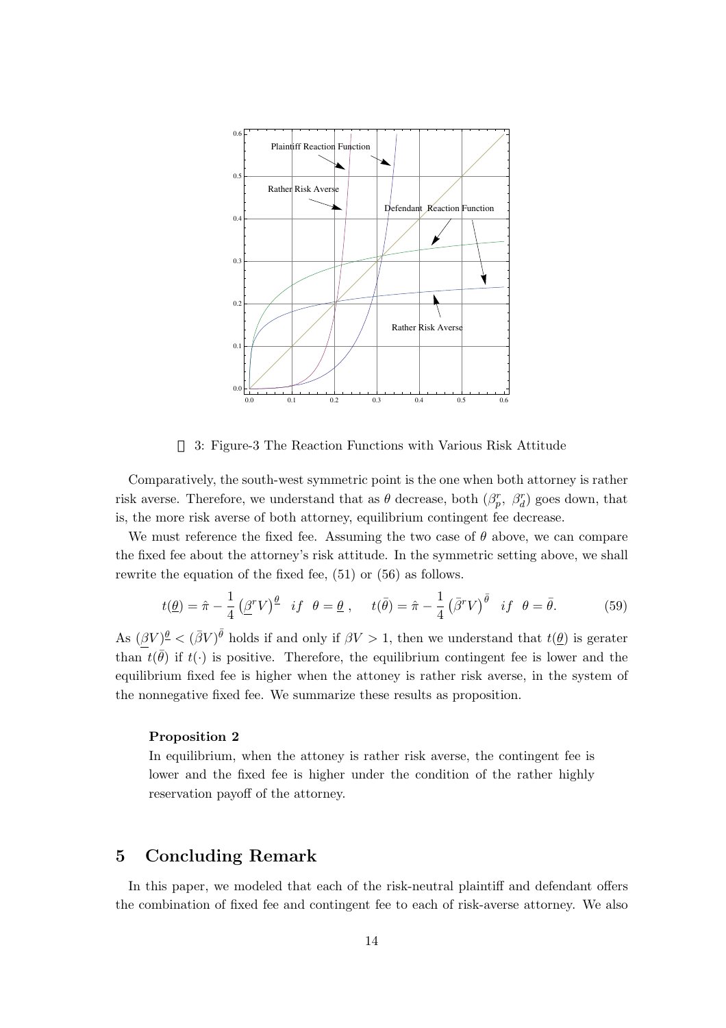3: Figure-3 The Reaction Functions with Various Risk Attitude

Comparatively, the south-west symmetric point is the one when both attorney is rather risk averse. Therefore, we understand that as $\theta$ decrease, both $(\beta_p^r,\ \beta_d^r)$ goes down, that is, the more risk averse of both attorney, equilibrium contingent fee decrease.

We must reference the fixed fee. Assuming the two case of $\theta$ above, we can compare the fixed fee about the attorney's risk attitude. In the symmetric setting above, we shall rewrite the equation of the fixed fee, (51) or (56) as follows.

$$t(\underline{\theta}) = \hat{\pi} - \frac{1}{4}\left(\underline{\beta}^r V\right)^{\underline{\theta}} \quad if \quad \theta = \underline{\theta}\,, \qquad t(\bar{\theta}) = \hat{\pi} - \frac{1}{4}\left(\bar{\beta}^r V\right)^{\bar{\theta}} \quad if \quad \theta = \bar{\theta}. \tag{59}$$

As $(\underline{\beta}V)^{\underline{\theta}} < (\bar{\beta}V)^{\bar{\theta}}$ holds if and only if $\beta V > 1$, then we understand that $t(\underline{\theta})$ is gerater than $t(\bar{\theta})$ if $t(\cdot)$ is positive. Therefore, the equilibrium contingent fee is lower and the equilibrium fixed fee is higher when the attoney is rather risk averse, in the system of the nonnegative fixed fee. We summarize these results as proposition.

**Proposition 2**

In equilibrium, when the attoney is rather risk averse, the contingent fee is lower and the fixed fee is higher under the condition of the rather highly reservation payoff of the attorney.

## 5 Concluding Remark

In this paper, we modeled that each of the risk-neutral plaintiff and defendant offers the combination of fixed fee and contingent fee to each of risk-averse attorney. We also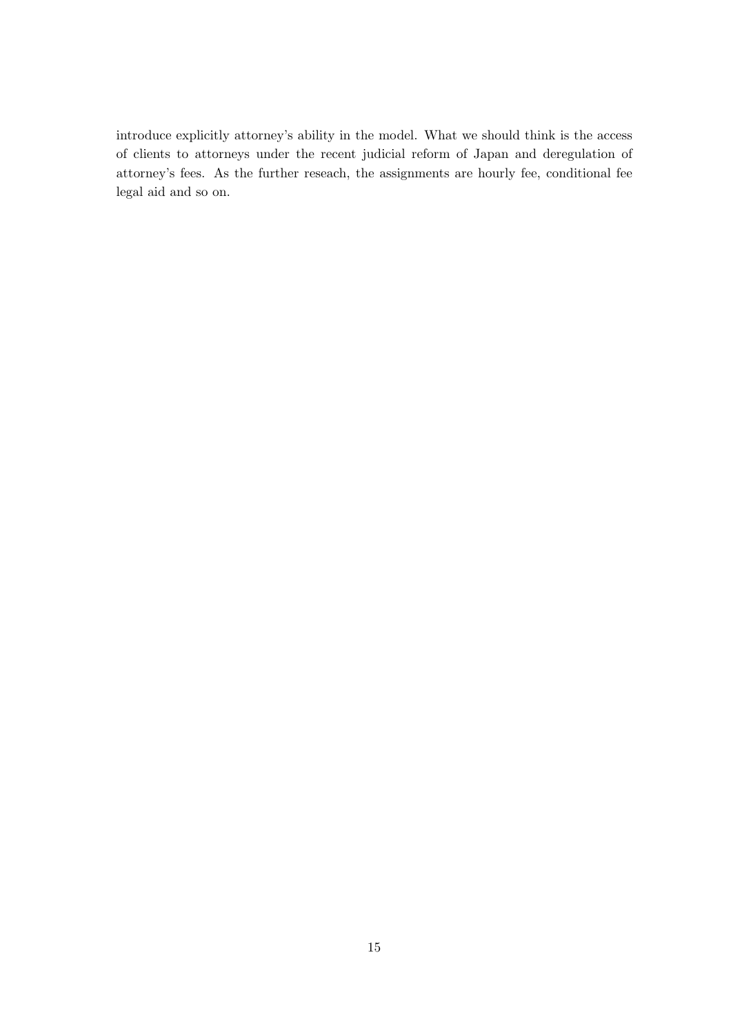introduce explicitly attorney's ability in the model. What we should think is the access of clients to attorneys under the recent judicial reform of Japan and deregulation of attorney's fees. As the further reseach, the assignments are hourly fee, conditional fee legal aid and so on.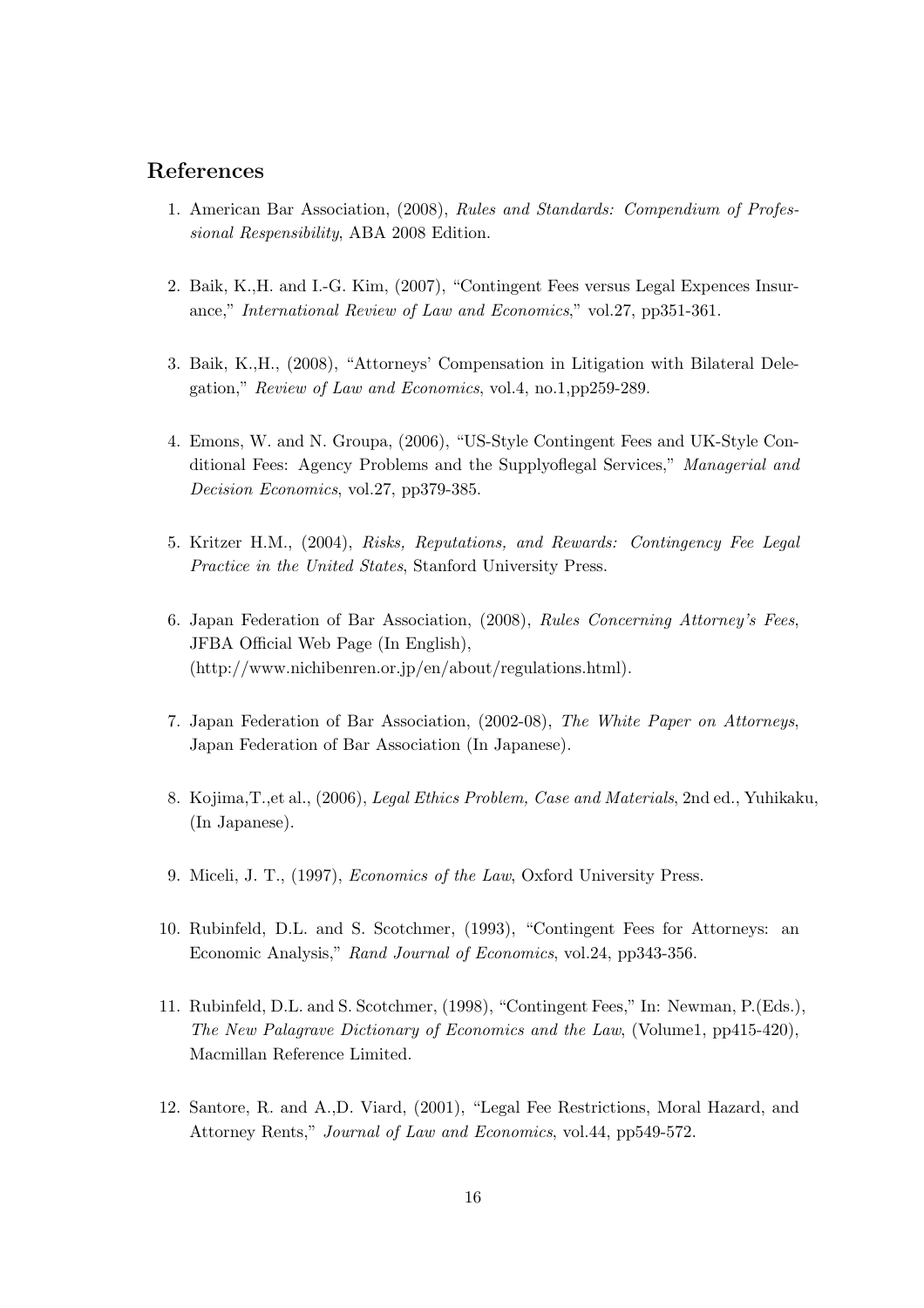## References

1. American Bar Association, (2008), *Rules and Standards: Compendium of Professional Respensibility*, ABA 2008 Edition.

2. Baik, K.,H. and I.-G. Kim, (2007), "Contingent Fees versus Legal Expences Insurance," *International Review of Law and Economics*," vol.27, pp351-361.

3. Baik, K.,H., (2008), "Attorneys' Compensation in Litigation with Bilateral Delegation," *Review of Law and Economics*, vol.4, no.1,pp259-289.

4. Emons, W. and N. Groupa, (2006), "US-Style Contingent Fees and UK-Style Conditional Fees: Agency Problems and the Supplyoflegal Services," *Managerial and Decision Economics*, vol.27, pp379-385.

5. Kritzer H.M., (2004), *Risks, Reputations, and Rewards: Contingency Fee Legal Practice in the United States*, Stanford University Press.

6. Japan Federation of Bar Association, (2008), *Rules Concerning Attorney's Fees*, JFBA Official Web Page (In English), (http://www.nichibenren.or.jp/en/about/regulations.html).

7. Japan Federation of Bar Association, (2002-08), *The White Paper on Attorneys*, Japan Federation of Bar Association (In Japanese).

8. Kojima,T.,et al., (2006), *Legal Ethics Problem, Case and Materials*, 2nd ed., Yuhikaku, (In Japanese).

9. Miceli, J. T., (1997), *Economics of the Law*, Oxford University Press.

10. Rubinfeld, D.L. and S. Scotchmer, (1993), "Contingent Fees for Attorneys: an Economic Analysis," *Rand Journal of Economics*, vol.24, pp343-356.

11. Rubinfeld, D.L. and S. Scotchmer, (1998), "Contingent Fees," In: Newman, P.(Eds.), *The New Palagrave Dictionary of Economics and the Law*, (Volume1, pp415-420), Macmillan Reference Limited.

12. Santore, R. and A.,D. Viard, (2001), "Legal Fee Restrictions, Moral Hazard, and Attorney Rents," *Journal of Law and Economics*, vol.44, pp549-572.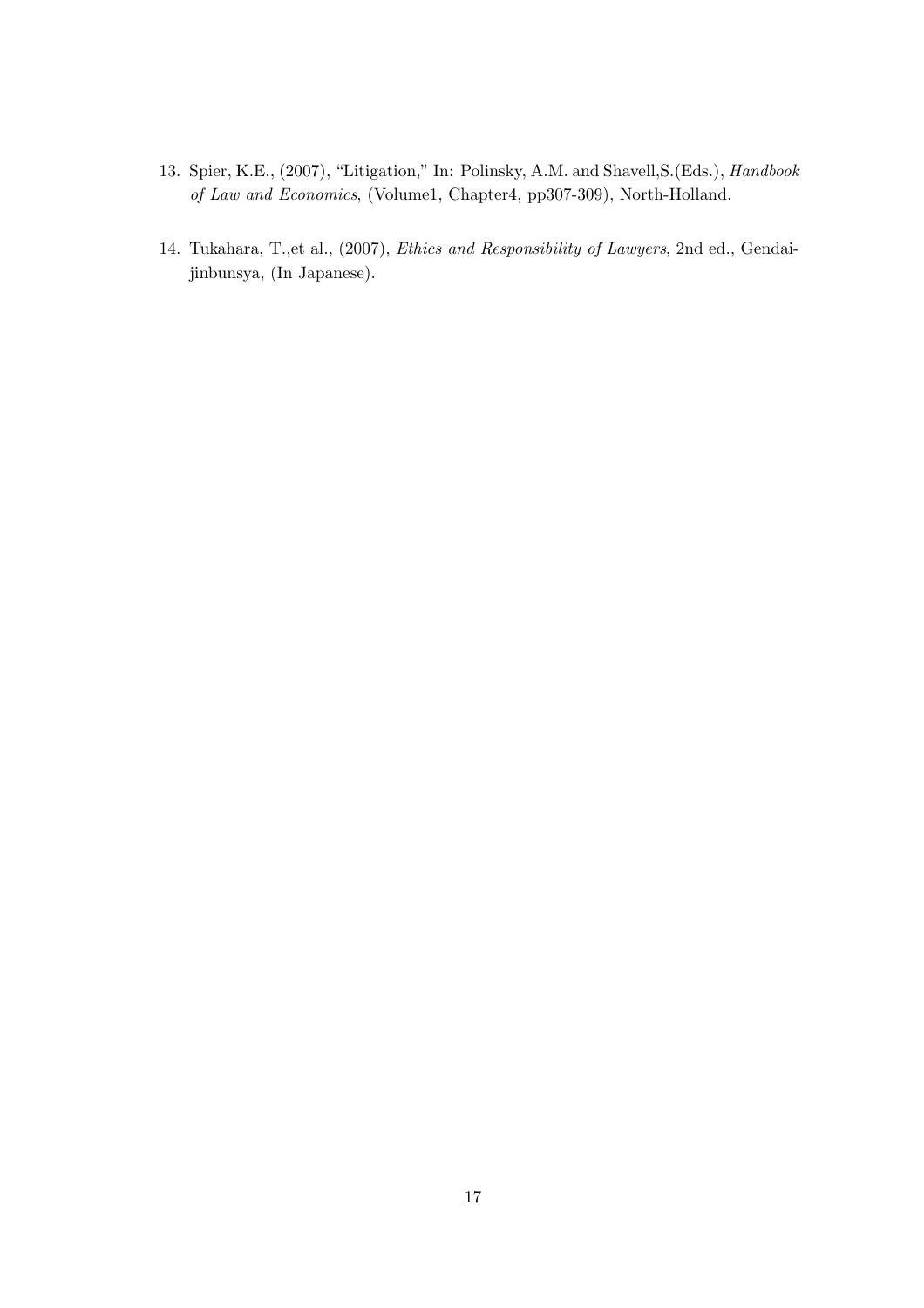13. Spier, K.E., (2007), "Litigation," In: Polinsky, A.M. and Shavell,S.(Eds.), *Handbook of Law and Economics*, (Volume1, Chapter4, pp307-309), North-Holland.

14. Tukahara, T.,et al., (2007), *Ethics and Responsibility of Lawyers*, 2nd ed., Gendai-jinbunsya, (In Japanese).